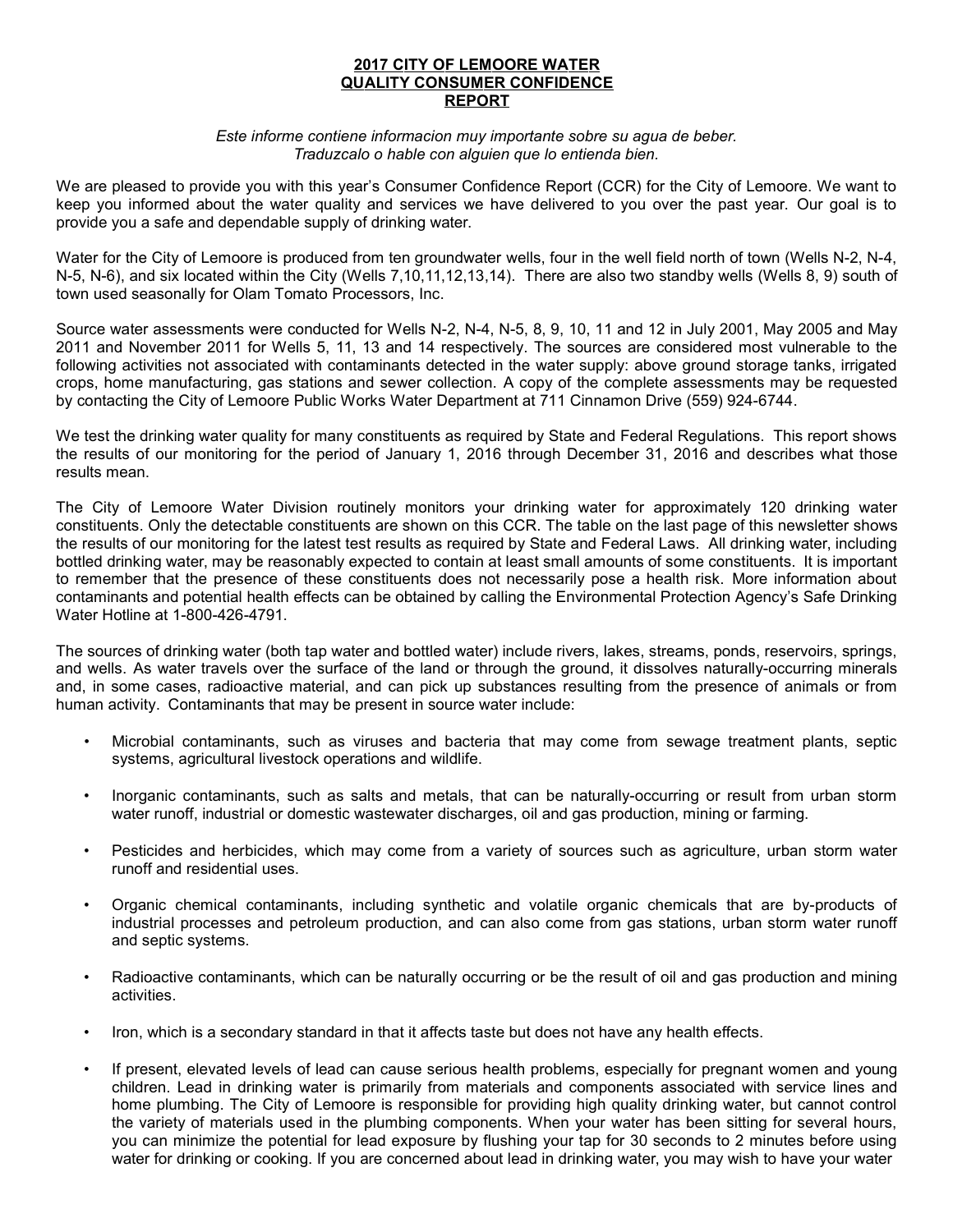# 2017 CITY OF LEMOORE WATER QUALITY CONSUMER CONFIDENCE REPORT

*Este informe contiene informacion muy importante sobre su agua de beber. Traduzcalo o hable con alguien que lo entienda bien.*

We are pleased to provide you with this year's Consumer Confidence Report (CCR) for the City of Lemoore. We want to keep you informed about the water quality and services we have delivered to you over the past year. Our goal is to provide you a safe and dependable supply of drinking water.

Water for the City of Lemoore is produced from ten groundwater wells, four in the well field north of town (Wells N-2, N-4, N-5, N-6), and six located within the City (Wells 7,10,11,12,13,14). There are also two standby wells (Wells 8, 9) south of town used seasonally for Olam Tomato Processors, Inc.

Source water assessments were conducted for Wells N-2, N-4, N-5, 8, 9, 10, 11 and 12 in July 2001, May 2005 and May 2011 and November 2011 for Wells 5, 11, 13 and 14 respectively. The sources are considered most vulnerable to the following activities not associated with contaminants detected in the water supply: above ground storage tanks, irrigated crops, home manufacturing, gas stations and sewer collection. A copy of the complete assessments may be requested by contacting the City of Lemoore Public Works Water Department at 711 Cinnamon Drive (559) 924-6744.

We test the drinking water quality for many constituents as required by State and Federal Regulations. This report shows the results of our monitoring for the period of January 1, 2016 through December 31, 2016 and describes what those results mean.

The City of Lemoore Water Division routinely monitors your drinking water for approximately 120 drinking water constituents. Only the detectable constituents are shown on this CCR. The table on the last page of this newsletter shows the results of our monitoring for the latest test results as required by State and Federal Laws. All drinking water, including bottled drinking water, may be reasonably expected to contain at least small amounts of some constituents. It is important to remember that the presence of these constituents does not necessarily pose a health risk. More information about contaminants and potential health effects can be obtained by calling the Environmental Protection Agency's Safe Drinking Water Hotline at 1-800-426-4791.

The sources of drinking water (both tap water and bottled water) include rivers, lakes, streams, ponds, reservoirs, springs, and wells. As water travels over the surface of the land or through the ground, it dissolves naturally-occurring minerals and, in some cases, radioactive material, and can pick up substances resulting from the presence of animals or from human activity. Contaminants that may be present in source water include:

- Microbial contaminants, such as viruses and bacteria that may come from sewage treatment plants, septic systems, agricultural livestock operations and wildlife.
- Inorganic contaminants, such as salts and metals, that can be naturally-occurring or result from urban storm water runoff, industrial or domestic wastewater discharges, oil and gas production, mining or farming.
- Pesticides and herbicides, which may come from a variety of sources such as agriculture, urban storm water runoff and residential uses.
- Organic chemical contaminants, including synthetic and volatile organic chemicals that are by-products of industrial processes and petroleum production, and can also come from gas stations, urban storm water runoff and septic systems.
- Radioactive contaminants, which can be naturally occurring or be the result of oil and gas production and mining activities.
- Iron, which is a secondary standard in that it affects taste but does not have any health effects.
- If present, elevated levels of lead can cause serious health problems, especially for pregnant women and young children. Lead in drinking water is primarily from materials and components associated with service lines and home plumbing. The City of Lemoore is responsible for providing high quality drinking water, but cannot control the variety of materials used in the plumbing components. When your water has been sitting for several hours, you can minimize the potential for lead exposure by flushing your tap for 30 seconds to 2 minutes before using water for drinking or cooking. If you are concerned about lead in drinking water, you may wish to have your water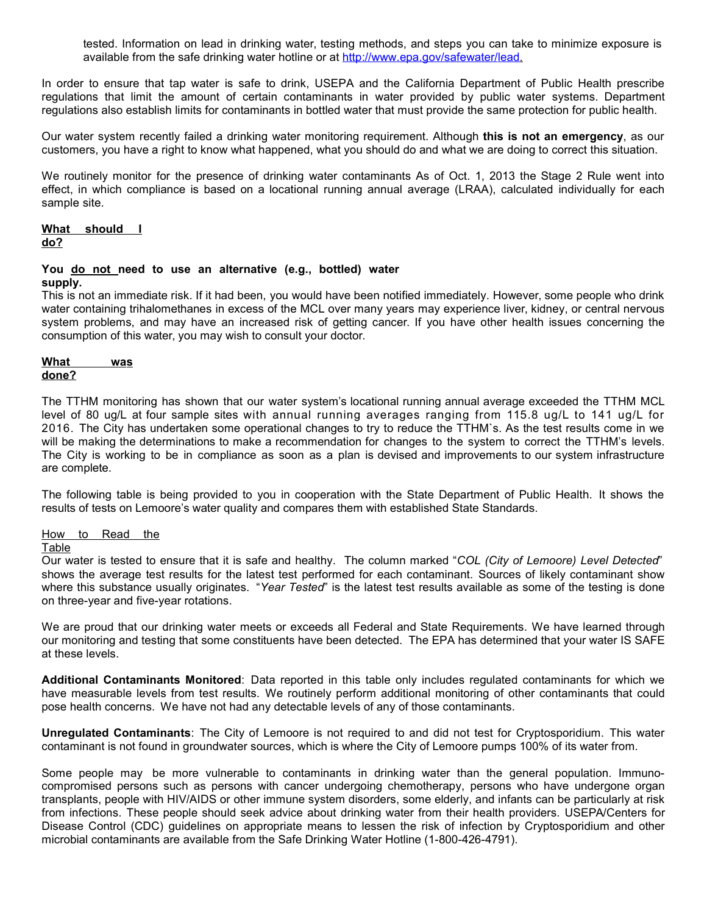tested. Information on lead in drinking water, testing methods, and steps you can take to minimize exposure is available from the safe drinking water hotline or at http://www.epa.gov/safewater/lead.

In order to ensure that tap water is safe to drink, USEPA and the California Department of Public Health prescribe regulations that limit the amount of certain contaminants in water provided by public water systems. Department regulations also establish limits for contaminants in bottled water that must provide the same protection for public health.

Our water system recently failed a drinking water monitoring requirement. Although **this is not an emergency**, as our customers, you have a right to know what happened, what you should do and what we are doing to correct this situation.

We routinely monitor for the presence of drinking water contaminants As of Oct. 1, 2013 the Stage 2 Rule went into effect, in which compliance is based on a locational running annual average (LRAA), calculated individually for each sample site.

**What should I do?**

**You do not need to use an alternative (e.g., bottled) water supply.**

This is not an immediate risk. If it had been, you would have been notified immediately. However, some people who drink water containing trihalomethanes in excess of the MCL over many years may experience liver, kidney, or central nervous system problems, and may have an increased risk of getting cancer. If you have other health issues concerning the consumption of this water, you may wish to consult your doctor.

**What was done?**

The TTHM monitoring has shown that our water system's locational running annual average exceeded the TTHM MCL level of 80 ug/L at four sample sites with annual running averages ranging from 115.8 ug/L to 141 ug/L for 2016. The City has undertaken some operational changes to try to reduce the TTHM`s. As the test results come in we will be making the determinations to make a recommendation for changes to the system to correct the TTHM's levels. The City is working to be in compliance as soon as a plan is devised and improvements to our system infrastructure are complete.

The following table is being provided to you in cooperation with the State Department of Public Health. It shows the results of tests on Lemoore's water quality and compares them with established State Standards.

How to Read the Table

Our water is tested to ensure that it is safe and healthy. The column marked "*COL (City of Lemoore) Level Detected*" shows the average test results for the latest test performed for each contaminant. Sources of likely contaminant show where this substance usually originates. "*Year Tested*" is the latest test results available as some of the testing is done on three-year and five-year rotations.

We are proud that our drinking water meets or exceeds all Federal and State Requirements. We have learned through our monitoring and testing that some constituents have been detected. The EPA has determined that your water IS SAFE at these levels.

**Additional Contaminants Monitored**: Data reported in this table only includes regulated contaminants for which we have measurable levels from test results. We routinely perform additional monitoring of other contaminants that could pose health concerns. We have not had any detectable levels of any of those contaminants.

**Unregulated Contaminants**: The City of Lemoore is not required to and did not test for Cryptosporidium. This water contaminant is not found in groundwater sources, which is where the City of Lemoore pumps 100% of its water from.

Some people may be more vulnerable to contaminants in drinking water than the general population. Immuno-compromised persons such as persons with cancer undergoing chemotherapy, persons who have undergone organ transplants, people with HIV/AIDS or other immune system disorders, some elderly, and infants can be particularly at risk from infections. These people should seek advice about drinking water from their health providers. USEPA/Centers for Disease Control (CDC) guidelines on appropriate means to lessen the risk of infection by Cryptosporidium and other microbial contaminants are available from the Safe Drinking Water Hotline (1-800-426-4791).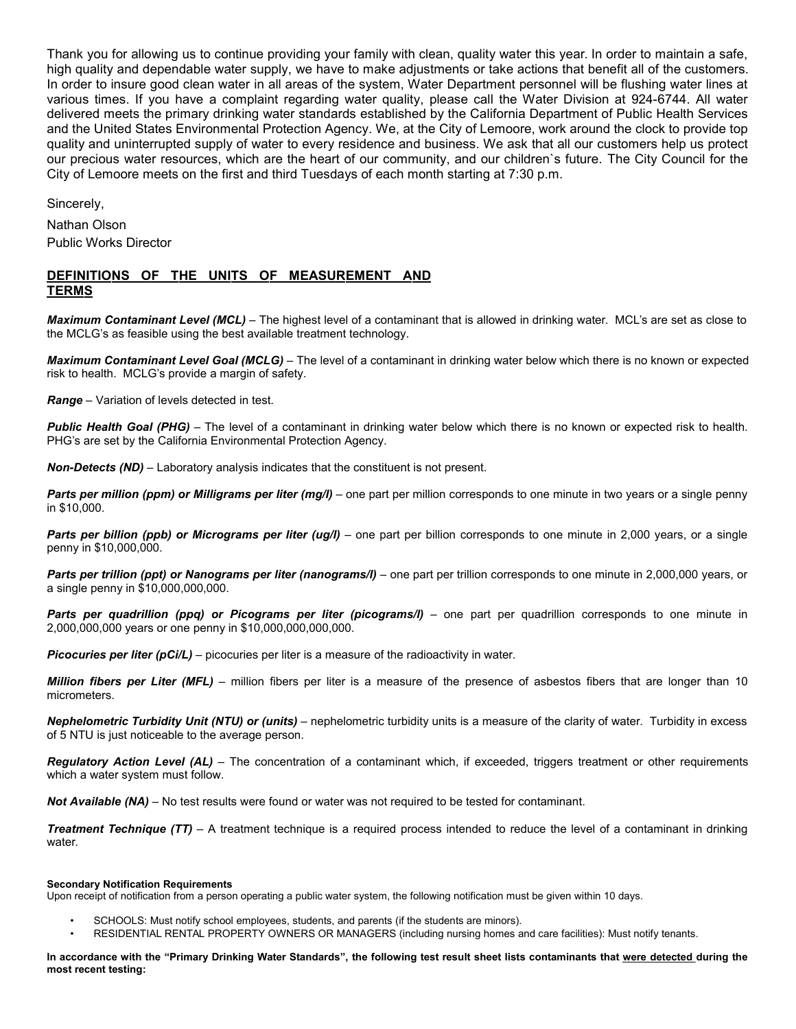Thank you for allowing us to continue providing your family with clean, quality water this year. In order to maintain a safe, high quality and dependable water supply, we have to make adjustments or take actions that benefit all of the customers. In order to insure good clean water in all areas of the system, Water Department personnel will be flushing water lines at various times. If you have a complaint regarding water quality, please call the Water Division at 924-6744. All water delivered meets the primary drinking water standards established by the California Department of Public Health Services and the United States Environmental Protection Agency. We, at the City of Lemoore, work around the clock to provide top quality and uninterrupted supply of water to every residence and business. We ask that all our customers help us protect our precious water resources, which are the heart of our community, and our children`s future. The City Council for the City of Lemoore meets on the first and third Tuesdays of each month starting at 7:30 p.m.

Sincerely,

Nathan Olson
Public Works Director

## DEFINITIONS OF THE UNITS OF MEASUREMENT AND TERMS

***Maximum Contaminant Level (MCL)*** – The highest level of a contaminant that is allowed in drinking water. MCL's are set as close to the MCLG's as feasible using the best available treatment technology.

***Maximum Contaminant Level Goal (MCLG)*** – The level of a contaminant in drinking water below which there is no known or expected risk to health. MCLG's provide a margin of safety.

***Range*** – Variation of levels detected in test.

***Public Health Goal (PHG)*** – The level of a contaminant in drinking water below which there is no known or expected risk to health. PHG's are set by the California Environmental Protection Agency.

***Non-Detects (ND)*** – Laboratory analysis indicates that the constituent is not present.

***Parts per million (ppm) or Milligrams per liter (mg/l)*** – one part per million corresponds to one minute in two years or a single penny in $10,000.

***Parts per billion (ppb) or Micrograms per liter (ug/l)*** – one part per billion corresponds to one minute in 2,000 years, or a single penny in $10,000,000.

***Parts per trillion (ppt) or Nanograms per liter (nanograms/l)*** – one part per trillion corresponds to one minute in 2,000,000 years, or a single penny in $10,000,000,000.

***Parts per quadrillion (ppq) or Picograms per liter (picograms/l)*** – one part per quadrillion corresponds to one minute in 2,000,000,000 years or one penny in $10,000,000,000,000.

***Picocuries per liter (pCi/L)*** – picocuries per liter is a measure of the radioactivity in water.

***Million fibers per Liter (MFL)*** – million fibers per liter is a measure of the presence of asbestos fibers that are longer than 10 micrometers.

***Nephelometric Turbidity Unit (NTU) or (units)*** – nephelometric turbidity units is a measure of the clarity of water. Turbidity in excess of 5 NTU is just noticeable to the average person.

***Regulatory Action Level (AL)*** – The concentration of a contaminant which, if exceeded, triggers treatment or other requirements which a water system must follow.

***Not Available (NA)*** – No test results were found or water was not required to be tested for contaminant.

***Treatment Technique (TT)*** – A treatment technique is a required process intended to reduce the level of a contaminant in drinking water.

**Secondary Notification Requirements**
Upon receipt of notification from a person operating a public water system, the following notification must be given within 10 days.

- SCHOOLS: Must notify school employees, students, and parents (if the students are minors).
- RESIDENTIAL RENTAL PROPERTY OWNERS OR MANAGERS (including nursing homes and care facilities): Must notify tenants.

**In accordance with the "Primary Drinking Water Standards", the following test result sheet lists contaminants that were detected during the most recent testing:**